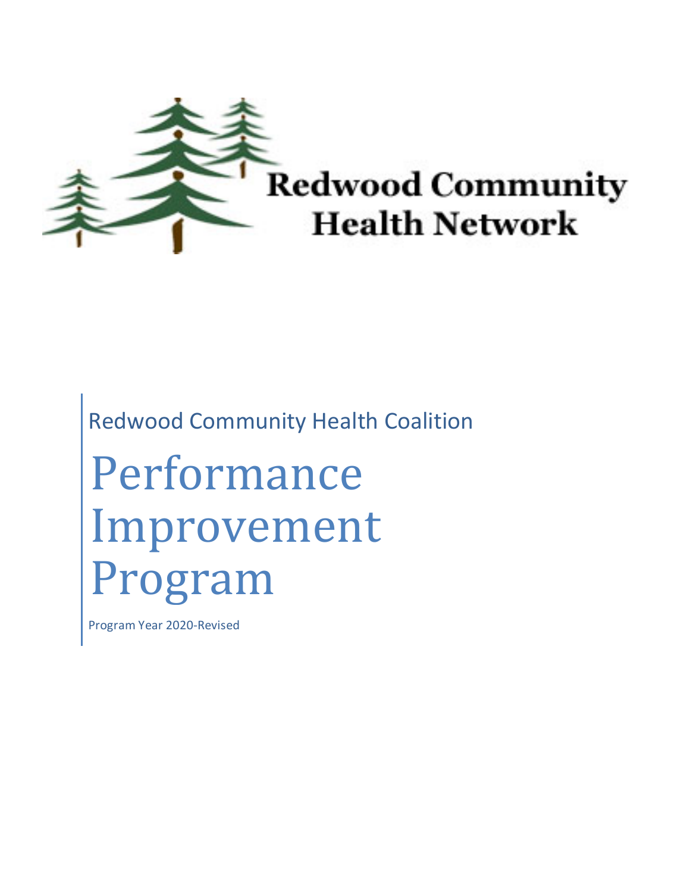Redwood Community Health Network

Redwood Community Health Coalition

# Performance Improvement Program

Program Year 2020-Revised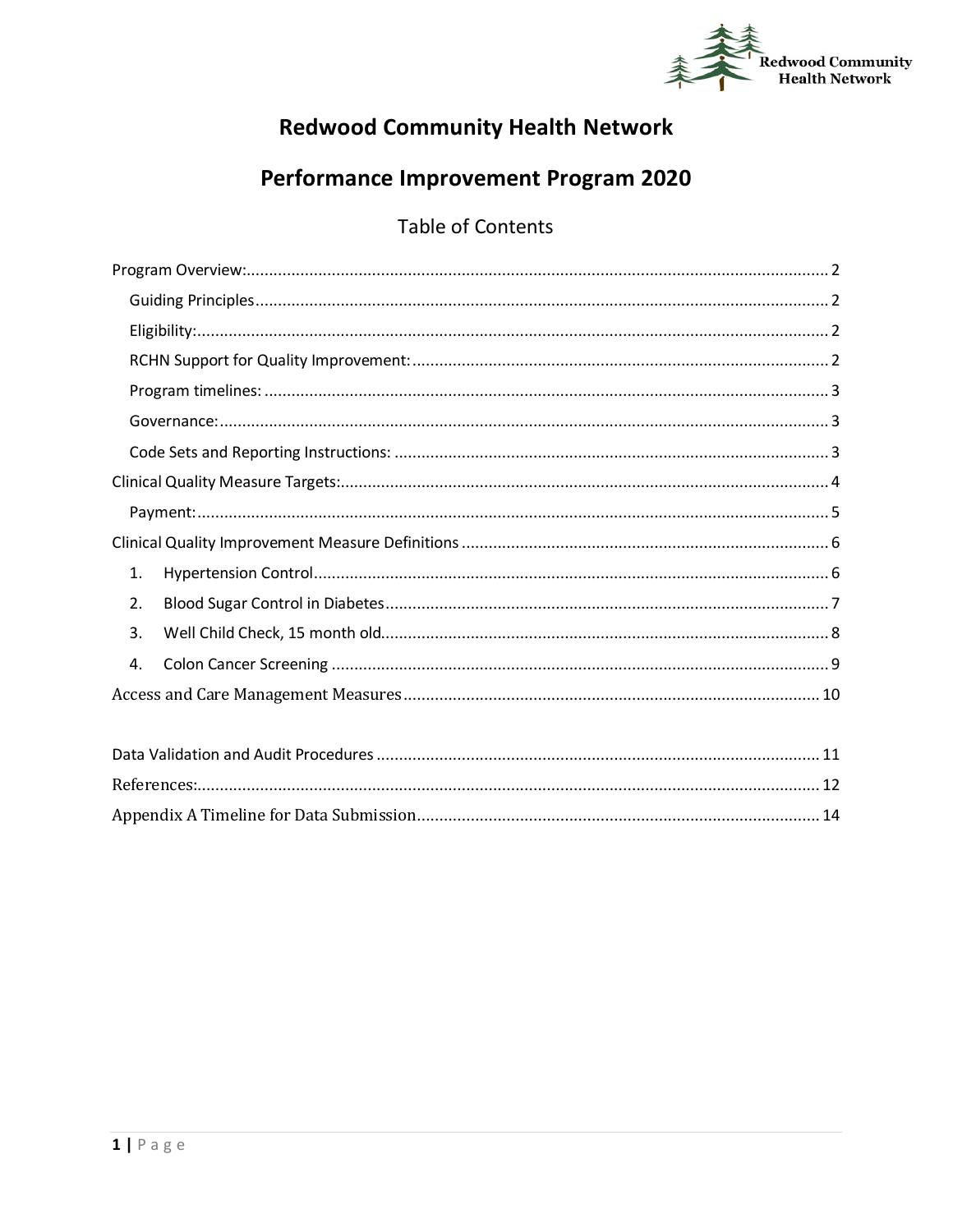# Redwood Community Health Network

# Performance Improvement Program 2020

## Table of Contents

- Program Overview: 2
  - Guiding Principles 2
  - Eligibility: 2
  - RCHN Support for Quality Improvement: 2
  - Program timelines: 3
  - Governance: 3
  - Code Sets and Reporting Instructions: 3
- Clinical Quality Measure Targets: 4
  - Payment: 5
- Clinical Quality Improvement Measure Definitions 6
  1. Hypertension Control 6
  2. Blood Sugar Control in Diabetes 7
  3. Well Child Check, 15 month old 8
  4. Colon Cancer Screening 9
- Access and Care Management Measures 10
- Data Validation and Audit Procedures 11
- References: 12
- Appendix A Timeline for Data Submission 14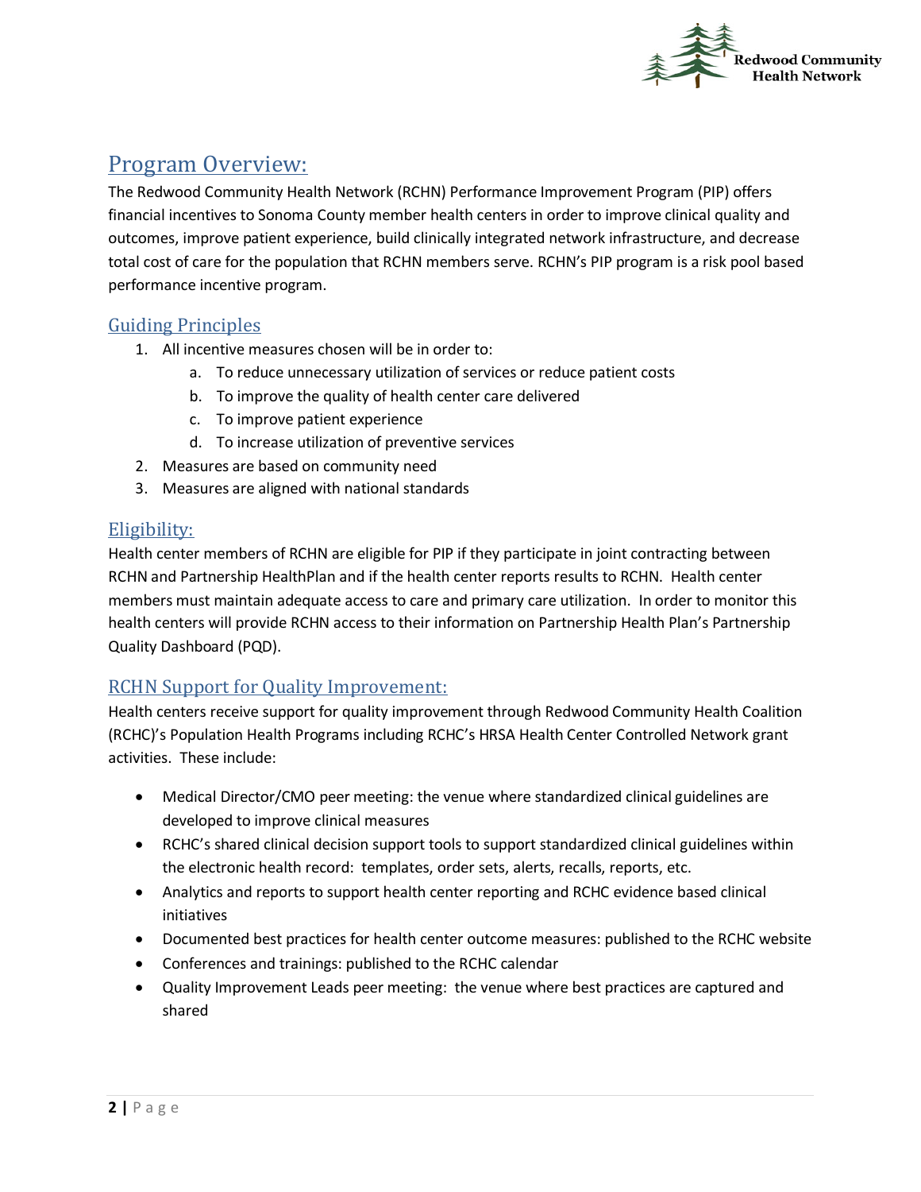## Program Overview:

The Redwood Community Health Network (RCHN) Performance Improvement Program (PIP) offers financial incentives to Sonoma County member health centers in order to improve clinical quality and outcomes, improve patient experience, build clinically integrated network infrastructure, and decrease total cost of care for the population that RCHN members serve. RCHN's PIP program is a risk pool based performance incentive program.

### Guiding Principles

1. All incentive measures chosen will be in order to:
   a. To reduce unnecessary utilization of services or reduce patient costs
   b. To improve the quality of health center care delivered
   c. To improve patient experience
   d. To increase utilization of preventive services
2. Measures are based on community need
3. Measures are aligned with national standards

### Eligibility:

Health center members of RCHN are eligible for PIP if they participate in joint contracting between RCHN and Partnership HealthPlan and if the health center reports results to RCHN. Health center members must maintain adequate access to care and primary care utilization. In order to monitor this health centers will provide RCHN access to their information on Partnership Health Plan's Partnership Quality Dashboard (PQD).

### RCHN Support for Quality Improvement:

Health centers receive support for quality improvement through Redwood Community Health Coalition (RCHC)'s Population Health Programs including RCHC's HRSA Health Center Controlled Network grant activities. These include:

- Medical Director/CMO peer meeting: the venue where standardized clinical guidelines are developed to improve clinical measures
- RCHC's shared clinical decision support tools to support standardized clinical guidelines within the electronic health record: templates, order sets, alerts, recalls, reports, etc.
- Analytics and reports to support health center reporting and RCHC evidence based clinical initiatives
- Documented best practices for health center outcome measures: published to the RCHC website
- Conferences and trainings: published to the RCHC calendar
- Quality Improvement Leads peer meeting: the venue where best practices are captured and shared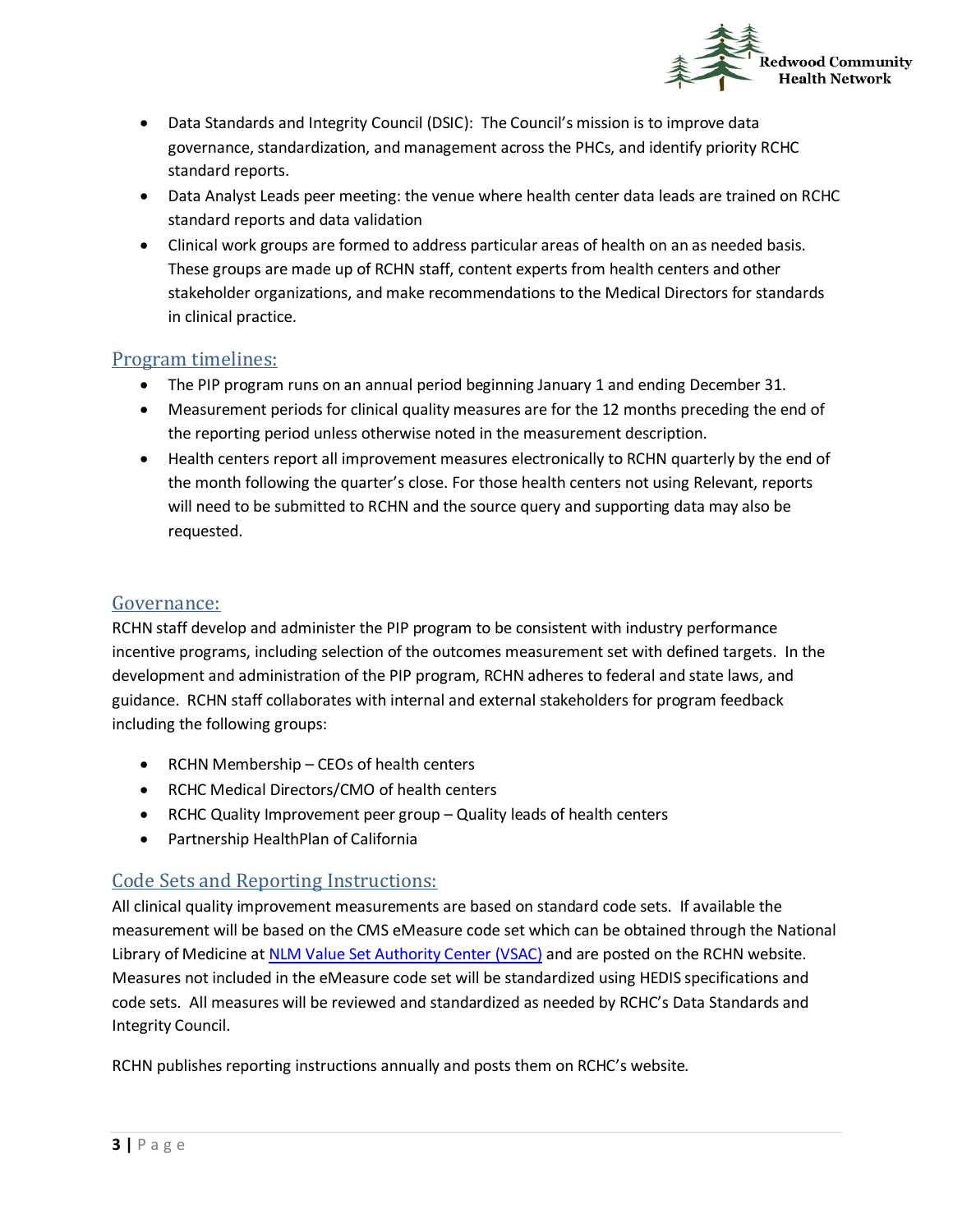- Data Standards and Integrity Council (DSIC): The Council's mission is to improve data governance, standardization, and management across the PHCs, and identify priority RCHC standard reports.
- Data Analyst Leads peer meeting: the venue where health center data leads are trained on RCHC standard reports and data validation
- Clinical work groups are formed to address particular areas of health on an as needed basis. These groups are made up of RCHN staff, content experts from health centers and other stakeholder organizations, and make recommendations to the Medical Directors for standards in clinical practice.

## Program timelines:

- The PIP program runs on an annual period beginning January 1 and ending December 31.
- Measurement periods for clinical quality measures are for the 12 months preceding the end of the reporting period unless otherwise noted in the measurement description.
- Health centers report all improvement measures electronically to RCHN quarterly by the end of the month following the quarter's close. For those health centers not using Relevant, reports will need to be submitted to RCHN and the source query and supporting data may also be requested.

## Governance:

RCHN staff develop and administer the PIP program to be consistent with industry performance incentive programs, including selection of the outcomes measurement set with defined targets. In the development and administration of the PIP program, RCHN adheres to federal and state laws, and guidance. RCHN staff collaborates with internal and external stakeholders for program feedback including the following groups:

- RCHN Membership – CEOs of health centers
- RCHC Medical Directors/CMO of health centers
- RCHC Quality Improvement peer group – Quality leads of health centers
- Partnership HealthPlan of California

## Code Sets and Reporting Instructions:

All clinical quality improvement measurements are based on standard code sets. If available the measurement will be based on the CMS eMeasure code set which can be obtained through the National Library of Medicine at [NLM Value Set Authority Center (VSAC)]() and are posted on the RCHN website. Measures not included in the eMeasure code set will be standardized using HEDIS specifications and code sets. All measures will be reviewed and standardized as needed by RCHC's Data Standards and Integrity Council.

RCHN publishes reporting instructions annually and posts them on RCHC's website.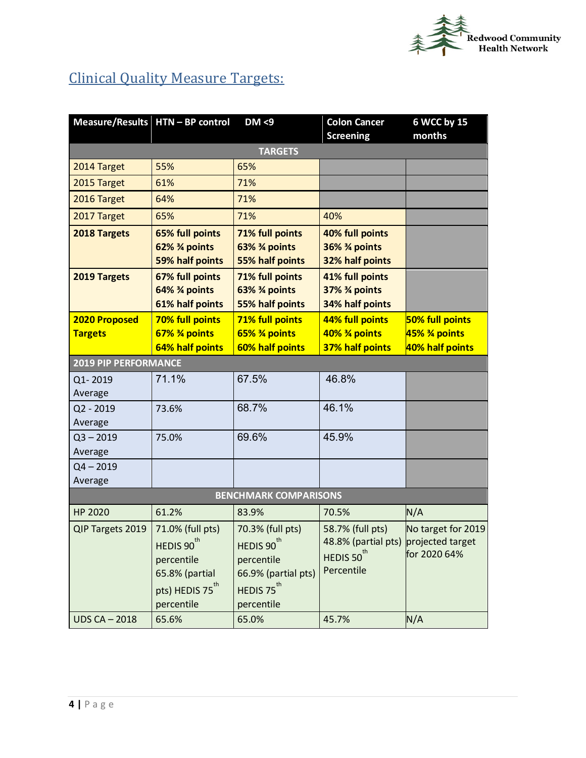## Clinical Quality Measure Targets:

| Measure/Results | HTN – BP control | DM <9 | Colon Cancer Screening | 6 WCC by 15 months |
|---|---|---|---|---|
| **TARGETS** | | | | |
| 2014 Target | 55% | 65% | | |
| 2015 Target | 61% | 71% | | |
| 2016 Target | 64% | 71% | | |
| 2017 Target | 65% | 71% | 40% | |
| **2018 Targets** | **65% full points 62% ¾ points 59% half points** | **71% full points 63% ¾ points 55% half points** | **40% full points 36% ¾ points 32% half points** | |
| **2019 Targets** | **67% full points 64% ¾ points 61% half points** | **71% full points 63% ¾ points 55% half points** | **41% full points 37% ¾ points 34% half points** | |
| **2020 Proposed Targets** | **70% full points 67% ¾ points 64% half points** | **71% full points 65% ¾ points 60% half points** | **44% full points 40% ¾ points 37% half points** | **50% full points 45% ¾ points 40% half points** |
| **2019 PIP PERFORMANCE** | | | | |
| Q1- 2019 Average | 71.1% | 67.5% | 46.8% | |
| Q2 - 2019 Average | 73.6% | 68.7% | 46.1% | |
| Q3 – 2019 Average | 75.0% | 69.6% | 45.9% | |
| Q4 – 2019 Average | | | | |
| **BENCHMARK COMPARISONS** | | | | |
| HP 2020 | 61.2% | 83.9% | 70.5% | N/A |
| QIP Targets 2019 | 71.0% (full pts) HEDIS 90th percentile 65.8% (partial pts) HEDIS 75th percentile | 70.3% (full pts) HEDIS 90th percentile 66.9% (partial pts) HEDIS 75th percentile | 58.7% (full pts) 48.8% (partial pts) HEDIS 50th Percentile | No target for 2019 projected target for 2020 64% |
| UDS CA – 2018 | 65.6% | 65.0% | 45.7% | N/A |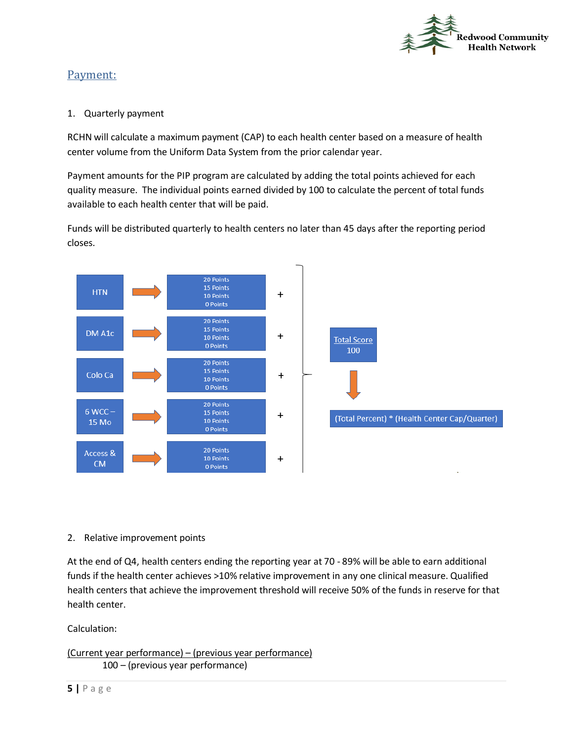## Payment:

1. Quarterly payment

RCHN will calculate a maximum payment (CAP) to each health center based on a measure of health center volume from the Uniform Data System from the prior calendar year.

Payment amounts for the PIP program are calculated by adding the total points achieved for each quality measure. The individual points earned divided by 100 to calculate the percent of total funds available to each health center that will be paid.

Funds will be distributed quarterly to health centers no later than 45 days after the reporting period closes.

| Measure | Points | |
|---|---|---|
| HTN | 20 Points, 15 Points, 10 Points, 0 Points | + |
| DM A1c | 20 Points, 15 Points, 10 Points, 0 Points | + |
| Colo Ca | 20 Points, 15 Points, 10 Points, 0 Points | + |
| 6 WCC – 15 Mo | 20 Points, 15 Points, 10 Points, 0 Points | + |
| Access & CM | 20 Points, 10 Points, 0 Points | + |

Total Score 100

(Total Percent) * (Health Center Cap/Quarter)

2. Relative improvement points

At the end of Q4, health centers ending the reporting year at 70 - 89% will be able to earn additional funds if the health center achieves >10% relative improvement in any one clinical measure. Qualified health centers that achieve the improvement threshold will receive 50% of the funds in reserve for that health center.

Calculation:

$$\frac{\text{(Current year performance)} - \text{(previous year performance)}}{100 - \text{(previous year performance)}}$$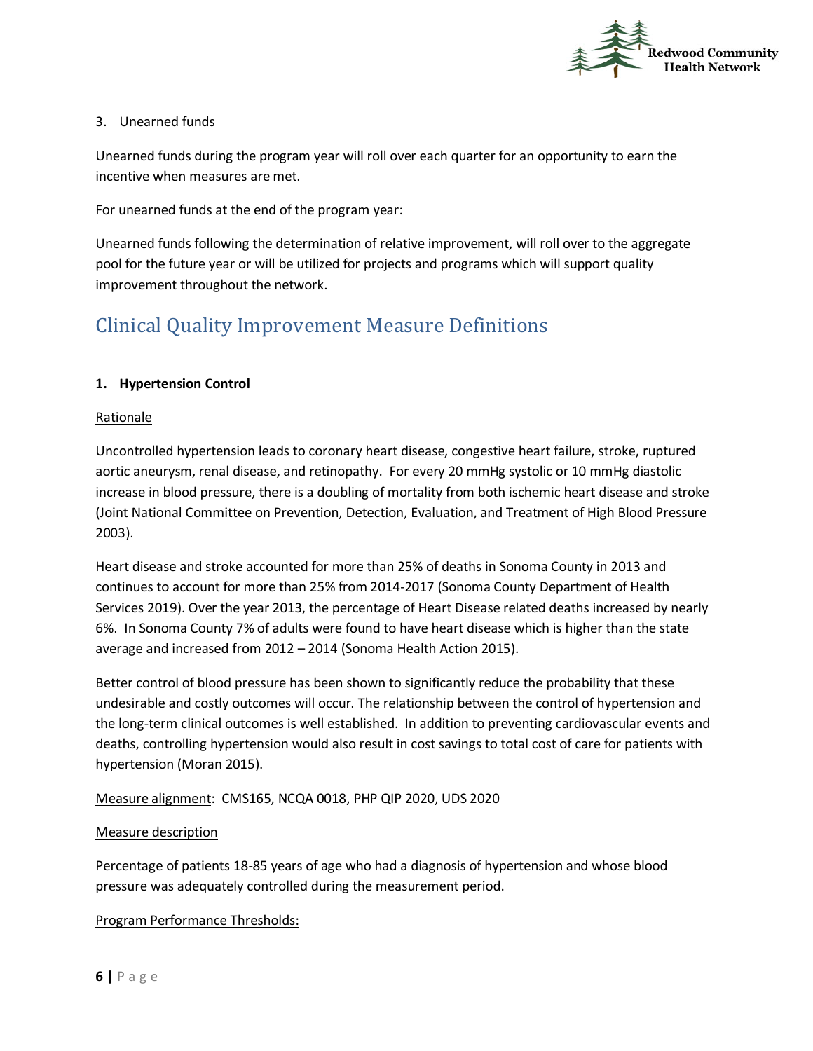3. Unearned funds

Unearned funds during the program year will roll over each quarter for an opportunity to earn the incentive when measures are met.

For unearned funds at the end of the program year:

Unearned funds following the determination of relative improvement, will roll over to the aggregate pool for the future year or will be utilized for projects and programs which will support quality improvement throughout the network.

# Clinical Quality Improvement Measure Definitions

**1. Hypertension Control**

Rationale

Uncontrolled hypertension leads to coronary heart disease, congestive heart failure, stroke, ruptured aortic aneurysm, renal disease, and retinopathy. For every 20 mmHg systolic or 10 mmHg diastolic increase in blood pressure, there is a doubling of mortality from both ischemic heart disease and stroke (Joint National Committee on Prevention, Detection, Evaluation, and Treatment of High Blood Pressure 2003).

Heart disease and stroke accounted for more than 25% of deaths in Sonoma County in 2013 and continues to account for more than 25% from 2014-2017 (Sonoma County Department of Health Services 2019). Over the year 2013, the percentage of Heart Disease related deaths increased by nearly 6%. In Sonoma County 7% of adults were found to have heart disease which is higher than the state average and increased from 2012 – 2014 (Sonoma Health Action 2015).

Better control of blood pressure has been shown to significantly reduce the probability that these undesirable and costly outcomes will occur. The relationship between the control of hypertension and the long-term clinical outcomes is well established. In addition to preventing cardiovascular events and deaths, controlling hypertension would also result in cost savings to total cost of care for patients with hypertension (Moran 2015).

Measure alignment: CMS165, NCQA 0018, PHP QIP 2020, UDS 2020

Measure description

Percentage of patients 18-85 years of age who had a diagnosis of hypertension and whose blood pressure was adequately controlled during the measurement period.

Program Performance Thresholds: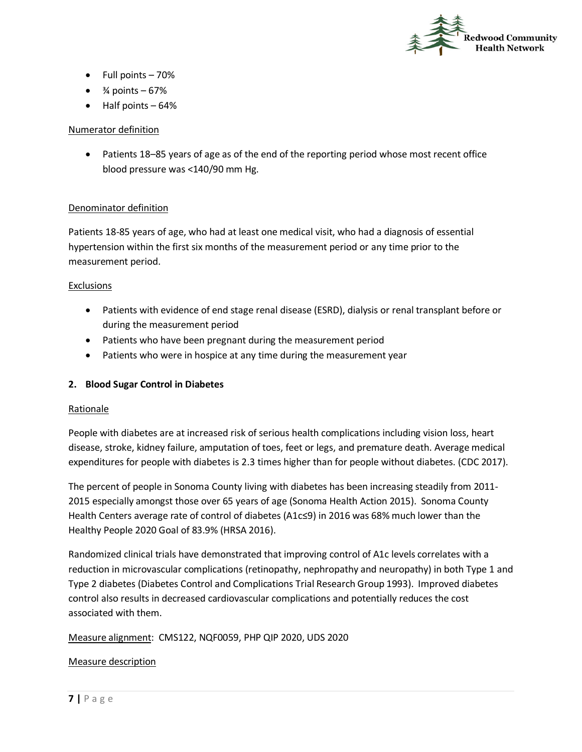- Full points – 70%
- ¾ points – 67%
- Half points – 64%

Numerator definition

- Patients 18–85 years of age as of the end of the reporting period whose most recent office blood pressure was <140/90 mm Hg.

Denominator definition

Patients 18-85 years of age, who had at least one medical visit, who had a diagnosis of essential hypertension within the first six months of the measurement period or any time prior to the measurement period.

Exclusions

- Patients with evidence of end stage renal disease (ESRD), dialysis or renal transplant before or during the measurement period
- Patients who have been pregnant during the measurement period
- Patients who were in hospice at any time during the measurement year

**2. Blood Sugar Control in Diabetes**

Rationale

People with diabetes are at increased risk of serious health complications including vision loss, heart disease, stroke, kidney failure, amputation of toes, feet or legs, and premature death. Average medical expenditures for people with diabetes is 2.3 times higher than for people without diabetes. (CDC 2017).

The percent of people in Sonoma County living with diabetes has been increasing steadily from 2011-2015 especially amongst those over 65 years of age (Sonoma Health Action 2015). Sonoma County Health Centers average rate of control of diabetes (A1c≤9) in 2016 was 68% much lower than the Healthy People 2020 Goal of 83.9% (HRSA 2016).

Randomized clinical trials have demonstrated that improving control of A1c levels correlates with a reduction in microvascular complications (retinopathy, nephropathy and neuropathy) in both Type 1 and Type 2 diabetes (Diabetes Control and Complications Trial Research Group 1993). Improved diabetes control also results in decreased cardiovascular complications and potentially reduces the cost associated with them.

Measure alignment: CMS122, NQF0059, PHP QIP 2020, UDS 2020

Measure description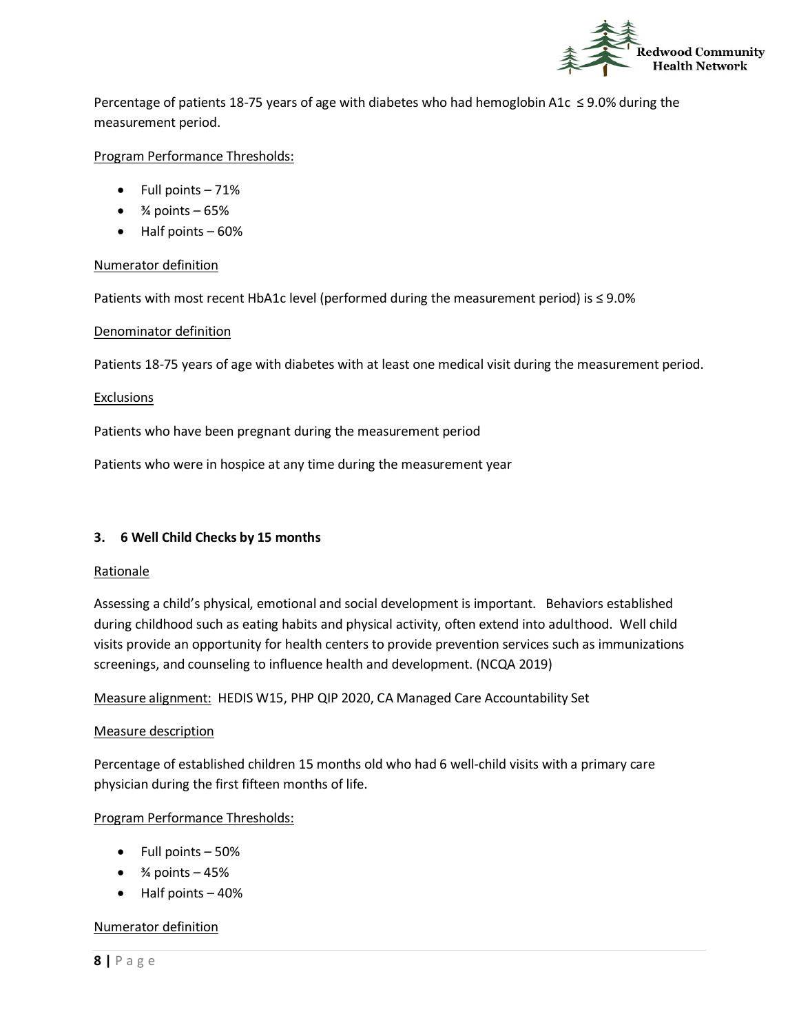Percentage of patients 18-75 years of age with diabetes who had hemoglobin A1c ≤ 9.0% during the measurement period.

Program Performance Thresholds:

- Full points – 71%
- ¾ points – 65%
- Half points – 60%

Numerator definition

Patients with most recent HbA1c level (performed during the measurement period) is ≤ 9.0%

Denominator definition

Patients 18-75 years of age with diabetes with at least one medical visit during the measurement period.

Exclusions

Patients who have been pregnant during the measurement period

Patients who were in hospice at any time during the measurement year

### 3. 6 Well Child Checks by 15 months

Rationale

Assessing a child's physical, emotional and social development is important. Behaviors established during childhood such as eating habits and physical activity, often extend into adulthood. Well child visits provide an opportunity for health centers to provide prevention services such as immunizations screenings, and counseling to influence health and development. (NCQA 2019)

Measure alignment: HEDIS W15, PHP QIP 2020, CA Managed Care Accountability Set

Measure description

Percentage of established children 15 months old who had 6 well-child visits with a primary care physician during the first fifteen months of life.

Program Performance Thresholds:

- Full points – 50%
- ¾ points – 45%
- Half points – 40%

Numerator definition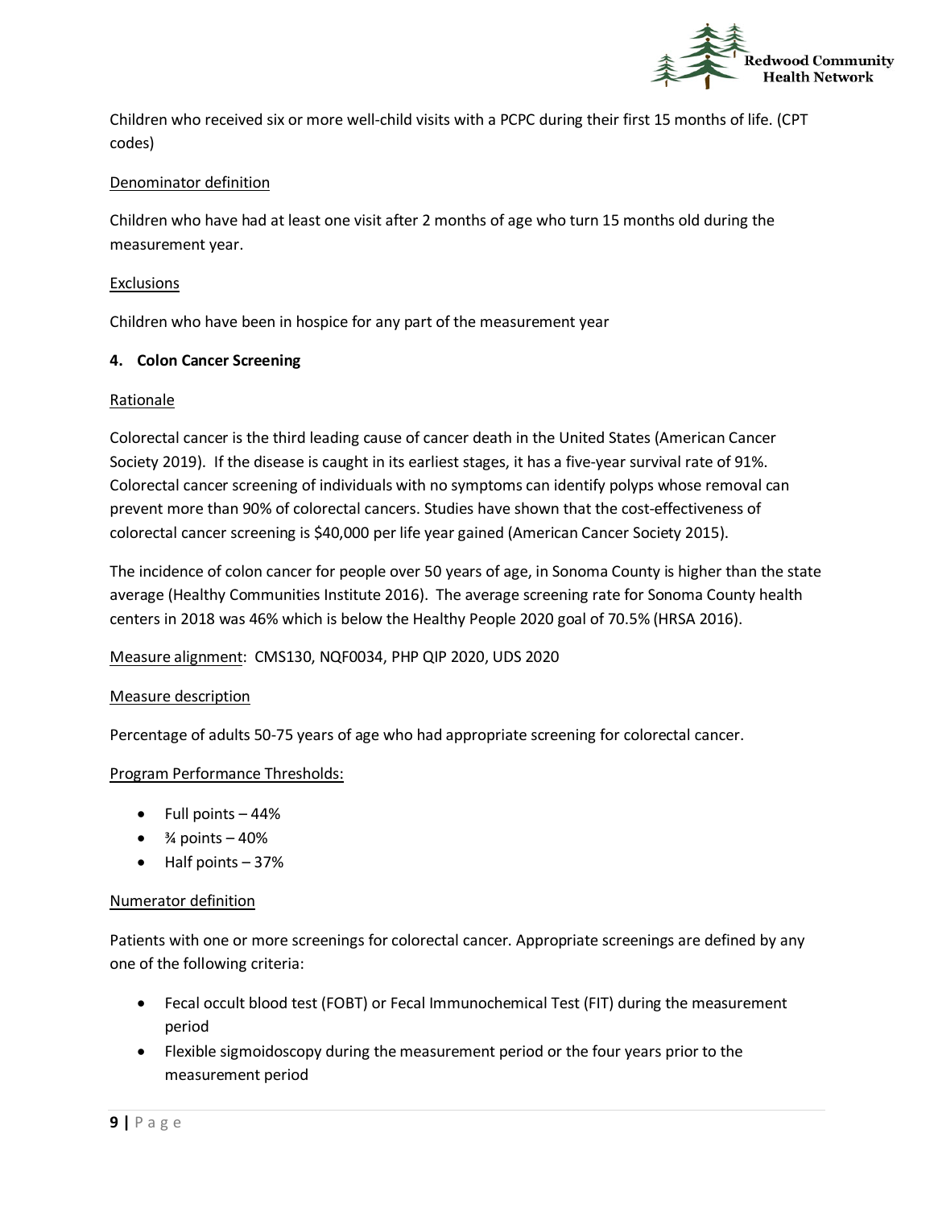Children who received six or more well-child visits with a PCPC during their first 15 months of life. (CPT codes)

Denominator definition

Children who have had at least one visit after 2 months of age who turn 15 months old during the measurement year.

Exclusions

Children who have been in hospice for any part of the measurement year

**4. Colon Cancer Screening**

Rationale

Colorectal cancer is the third leading cause of cancer death in the United States (American Cancer Society 2019). If the disease is caught in its earliest stages, it has a five-year survival rate of 91%. Colorectal cancer screening of individuals with no symptoms can identify polyps whose removal can prevent more than 90% of colorectal cancers. Studies have shown that the cost-effectiveness of colorectal cancer screening is $40,000 per life year gained (American Cancer Society 2015).

The incidence of colon cancer for people over 50 years of age, in Sonoma County is higher than the state average (Healthy Communities Institute 2016). The average screening rate for Sonoma County health centers in 2018 was 46% which is below the Healthy People 2020 goal of 70.5% (HRSA 2016).

Measure alignment: CMS130, NQF0034, PHP QIP 2020, UDS 2020

Measure description

Percentage of adults 50-75 years of age who had appropriate screening for colorectal cancer.

Program Performance Thresholds:

- Full points – 44%
- ¾ points – 40%
- Half points – 37%

Numerator definition

Patients with one or more screenings for colorectal cancer. Appropriate screenings are defined by any one of the following criteria:

- Fecal occult blood test (FOBT) or Fecal Immunochemical Test (FIT) during the measurement period
- Flexible sigmoidoscopy during the measurement period or the four years prior to the measurement period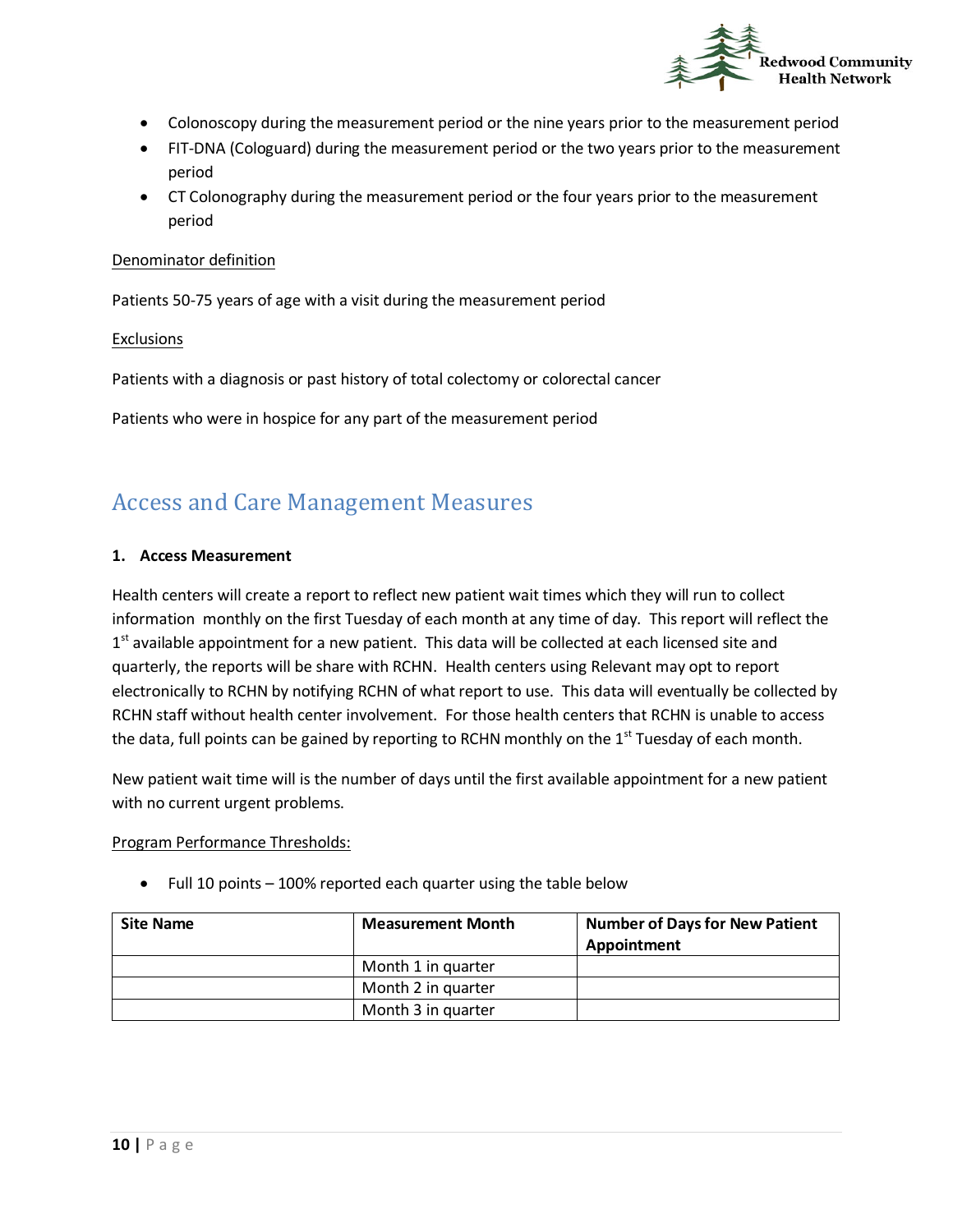- Colonoscopy during the measurement period or the nine years prior to the measurement period
- FIT-DNA (Cologuard) during the measurement period or the two years prior to the measurement period
- CT Colonography during the measurement period or the four years prior to the measurement period

Denominator definition

Patients 50-75 years of age with a visit during the measurement period

Exclusions

Patients with a diagnosis or past history of total colectomy or colorectal cancer

Patients who were in hospice for any part of the measurement period

## Access and Care Management Measures

**1. Access Measurement**

Health centers will create a report to reflect new patient wait times which they will run to collect information monthly on the first Tuesday of each month at any time of day. This report will reflect the 1st available appointment for a new patient. This data will be collected at each licensed site and quarterly, the reports will be share with RCHN. Health centers using Relevant may opt to report electronically to RCHN by notifying RCHN of what report to use. This data will eventually be collected by RCHN staff without health center involvement. For those health centers that RCHN is unable to access the data, full points can be gained by reporting to RCHN monthly on the 1st Tuesday of each month.

New patient wait time will is the number of days until the first available appointment for a new patient with no current urgent problems.

Program Performance Thresholds:

- Full 10 points – 100% reported each quarter using the table below

| Site Name | Measurement Month | Number of Days for New Patient Appointment |
|---|---|---|
| | Month 1 in quarter | |
| | Month 2 in quarter | |
| | Month 3 in quarter | |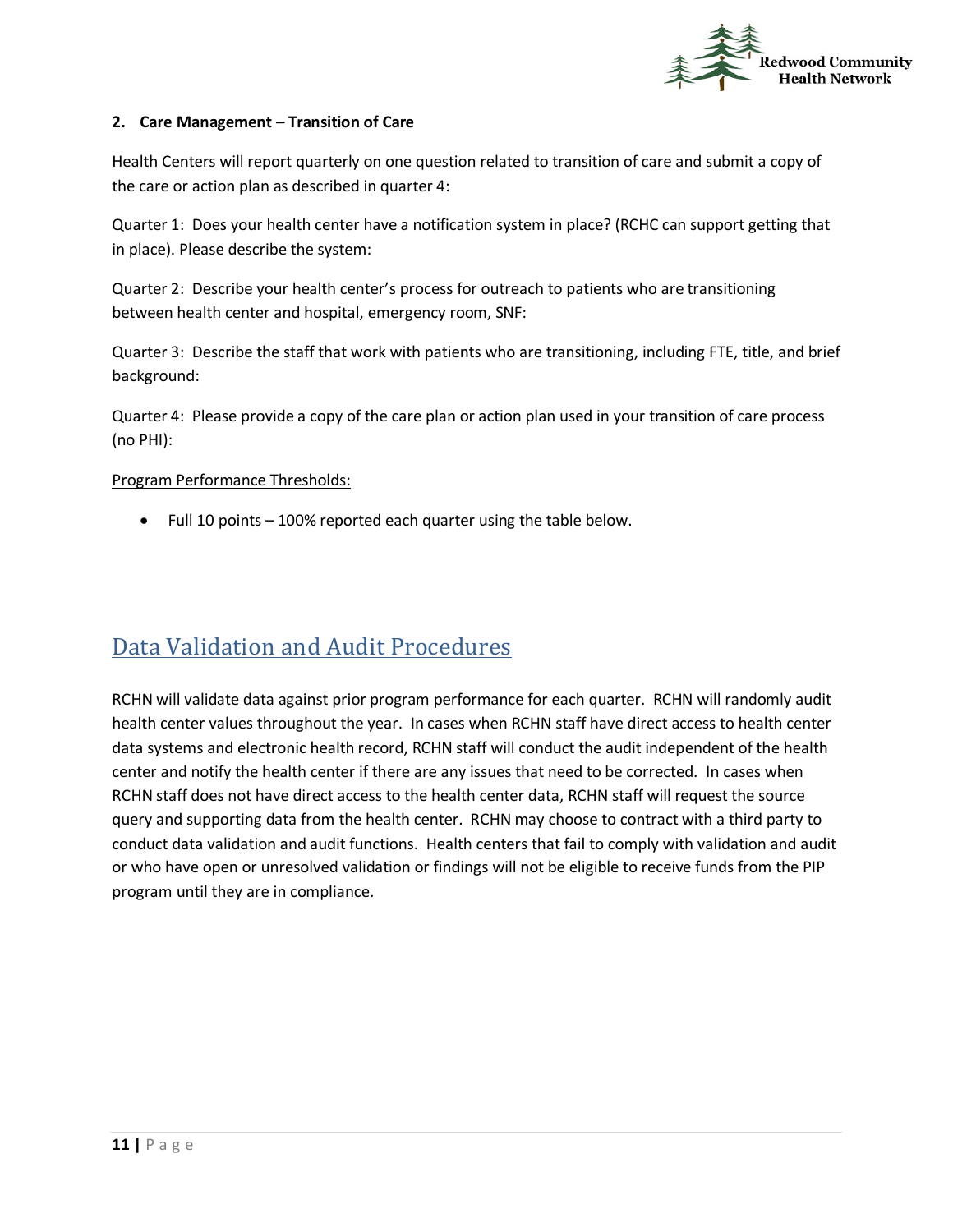### 2. Care Management – Transition of Care

Health Centers will report quarterly on one question related to transition of care and submit a copy of the care or action plan as described in quarter 4:

Quarter 1: Does your health center have a notification system in place? (RCHC can support getting that in place). Please describe the system:

Quarter 2: Describe your health center's process for outreach to patients who are transitioning between health center and hospital, emergency room, SNF:

Quarter 3: Describe the staff that work with patients who are transitioning, including FTE, title, and brief background:

Quarter 4: Please provide a copy of the care plan or action plan used in your transition of care process (no PHI):

Program Performance Thresholds:

- Full 10 points – 100% reported each quarter using the table below.

## Data Validation and Audit Procedures

RCHN will validate data against prior program performance for each quarter. RCHN will randomly audit health center values throughout the year. In cases when RCHN staff have direct access to health center data systems and electronic health record, RCHN staff will conduct the audit independent of the health center and notify the health center if there are any issues that need to be corrected. In cases when RCHN staff does not have direct access to the health center data, RCHN staff will request the source query and supporting data from the health center. RCHN may choose to contract with a third party to conduct data validation and audit functions. Health centers that fail to comply with validation and audit or who have open or unresolved validation or findings will not be eligible to receive funds from the PIP program until they are in compliance.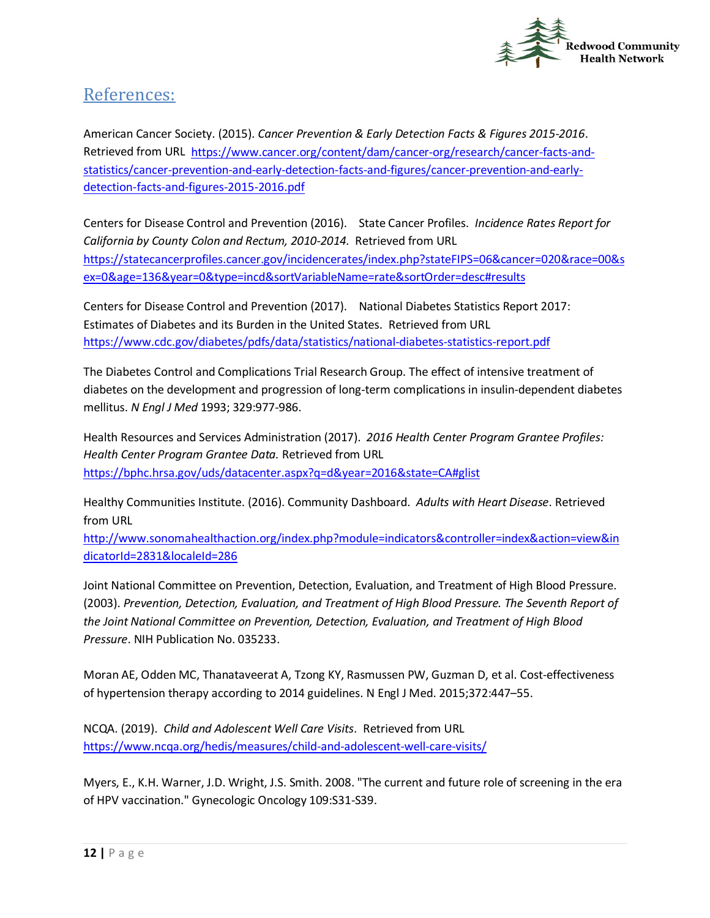## References:

American Cancer Society. (2015). *Cancer Prevention & Early Detection Facts & Figures 2015-2016*. Retrieved from URL https://www.cancer.org/content/dam/cancer-org/research/cancer-facts-and-statistics/cancer-prevention-and-early-detection-facts-and-figures/cancer-prevention-and-early-detection-facts-and-figures-2015-2016.pdf

Centers for Disease Control and Prevention (2016). State Cancer Profiles. *Incidence Rates Report for California by County Colon and Rectum, 2010-2014.* Retrieved from URL https://statecancerprofiles.cancer.gov/incidencerates/index.php?stateFIPS=06&cancer=020&race=00&sex=0&age=136&year=0&type=incd&sortVariableName=rate&sortOrder=desc#results

Centers for Disease Control and Prevention (2017). National Diabetes Statistics Report 2017: Estimates of Diabetes and its Burden in the United States. Retrieved from URL https://www.cdc.gov/diabetes/pdfs/data/statistics/national-diabetes-statistics-report.pdf

The Diabetes Control and Complications Trial Research Group. The effect of intensive treatment of diabetes on the development and progression of long-term complications in insulin-dependent diabetes mellitus. *N Engl J Med* 1993; 329:977-986.

Health Resources and Services Administration (2017). *2016 Health Center Program Grantee Profiles: Health Center Program Grantee Data.* Retrieved from URL https://bphc.hrsa.gov/uds/datacenter.aspx?q=d&year=2016&state=CA#glist

Healthy Communities Institute. (2016). Community Dashboard. *Adults with Heart Disease*. Retrieved from URL http://www.sonomahealthaction.org/index.php?module=indicators&controller=index&action=view&indicatorId=2831&localeId=286

Joint National Committee on Prevention, Detection, Evaluation, and Treatment of High Blood Pressure. (2003). *Prevention, Detection, Evaluation, and Treatment of High Blood Pressure. The Seventh Report of the Joint National Committee on Prevention, Detection, Evaluation, and Treatment of High Blood Pressure*. NIH Publication No. 035233.

Moran AE, Odden MC, Thanataveerat A, Tzong KY, Rasmussen PW, Guzman D, et al. Cost-effectiveness of hypertension therapy according to 2014 guidelines. N Engl J Med. 2015;372:447–55.

NCQA. (2019). *Child and Adolescent Well Care Visits*. Retrieved from URL https://www.ncqa.org/hedis/measures/child-and-adolescent-well-care-visits/

Myers, E., K.H. Warner, J.D. Wright, J.S. Smith. 2008. "The current and future role of screening in the era of HPV vaccination." Gynecologic Oncology 109:S31-S39.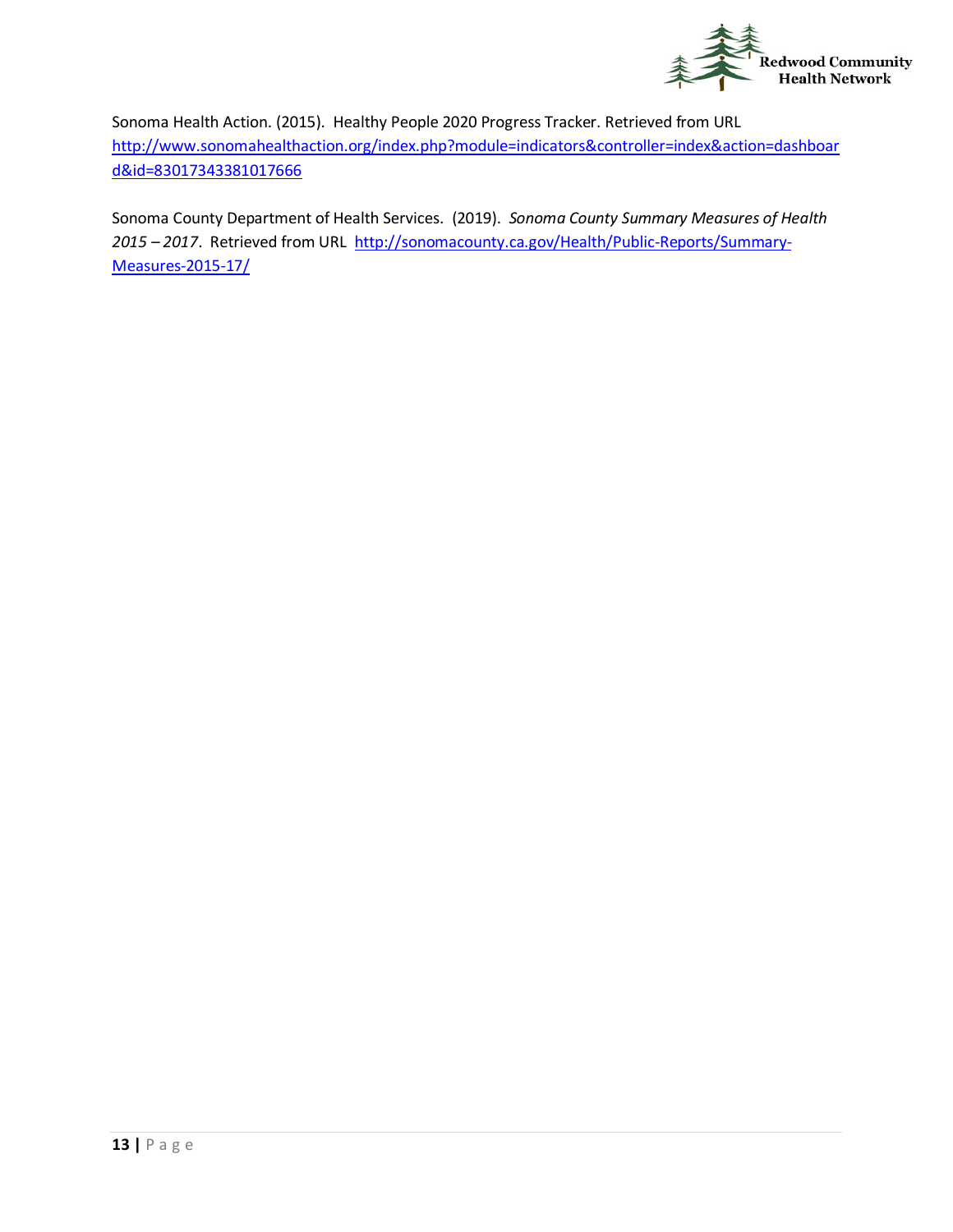Sonoma Health Action. (2015). Healthy People 2020 Progress Tracker. Retrieved from URL http://www.sonomahealthaction.org/index.php?module=indicators&controller=index&action=dashboard&id=83017343381017666

Sonoma County Department of Health Services. (2019). *Sonoma County Summary Measures of Health 2015 – 2017*. Retrieved from URL http://sonomacounty.ca.gov/Health/Public-Reports/Summary-Measures-2015-17/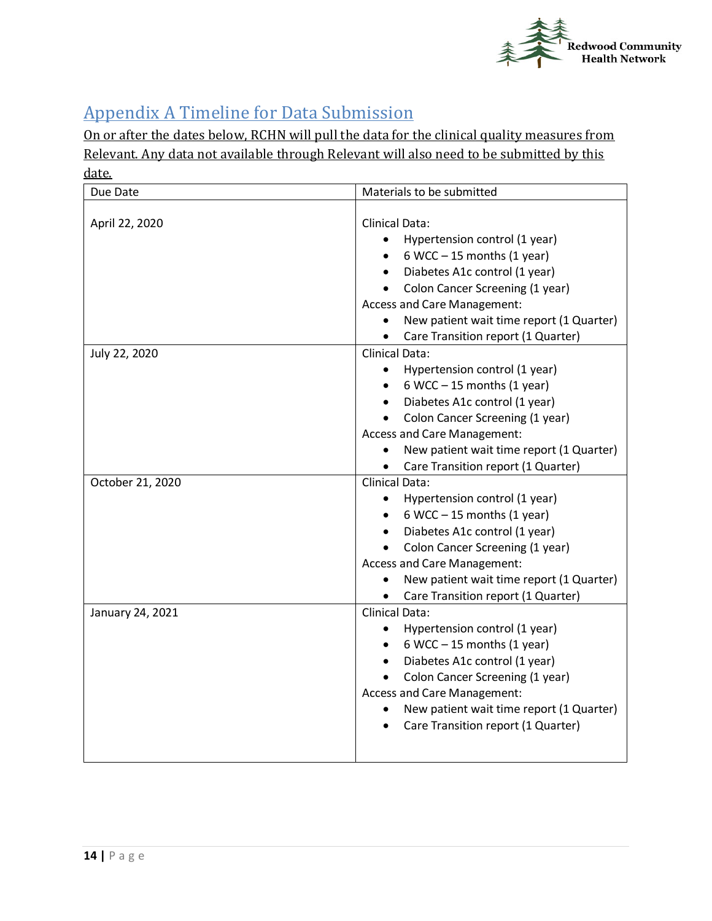## Appendix A Timeline for Data Submission

On or after the dates below, RCHN will pull the data for the clinical quality measures from Relevant. Any data not available through Relevant will also need to be submitted by this date.

| Due Date | Materials to be submitted |
| --- | --- |
| April 22, 2020 | Clinical Data:<br>• Hypertension control (1 year)<br>• 6 WCC – 15 months (1 year)<br>• Diabetes A1c control (1 year)<br>• Colon Cancer Screening (1 year)<br>Access and Care Management:<br>• New patient wait time report (1 Quarter)<br>• Care Transition report (1 Quarter) |
| July 22, 2020 | Clinical Data:<br>• Hypertension control (1 year)<br>• 6 WCC – 15 months (1 year)<br>• Diabetes A1c control (1 year)<br>• Colon Cancer Screening (1 year)<br>Access and Care Management:<br>• New patient wait time report (1 Quarter)<br>• Care Transition report (1 Quarter) |
| October 21, 2020 | Clinical Data:<br>• Hypertension control (1 year)<br>• 6 WCC – 15 months (1 year)<br>• Diabetes A1c control (1 year)<br>• Colon Cancer Screening (1 year)<br>Access and Care Management:<br>• New patient wait time report (1 Quarter)<br>• Care Transition report (1 Quarter) |
| January 24, 2021 | Clinical Data:<br>• Hypertension control (1 year)<br>• 6 WCC – 15 months (1 year)<br>• Diabetes A1c control (1 year)<br>• Colon Cancer Screening (1 year)<br>Access and Care Management:<br>• New patient wait time report (1 Quarter)<br>• Care Transition report (1 Quarter) |